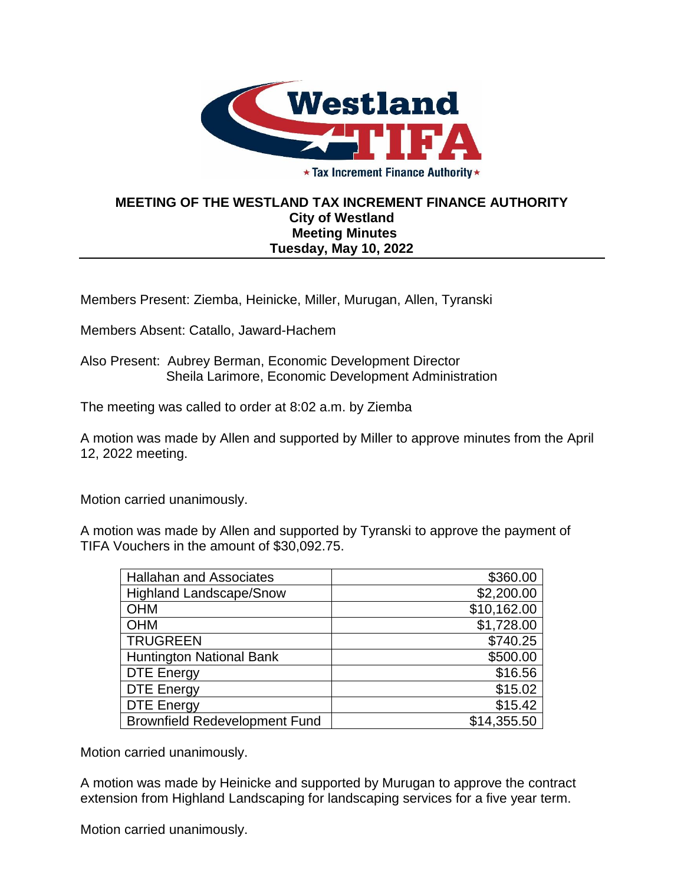**MEETING OF THE WESTLAND TAX INCREMENT FINANCE AUTHORITY**
**City of Westland**
**Meeting Minutes**
**Tuesday, May 10, 2022**

---

Members Present: Ziemba, Heinicke, Miller, Murugan, Allen, Tyranski

Members Absent: Catallo, Jaward-Hachem

Also Present: Aubrey Berman, Economic Development Director
Sheila Larimore, Economic Development Administration

The meeting was called to order at 8:02 a.m. by Ziemba

A motion was made by Allen and supported by Miller to approve minutes from the April 12, 2022 meeting.

Motion carried unanimously.

A motion was made by Allen and supported by Tyranski to approve the payment of TIFA Vouchers in the amount of $30,092.75.

| | |
|---|---:|
| Hallahan and Associates | $360.00 |
| Highland Landscape/Snow | $2,200.00 |
| OHM | $10,162.00 |
| OHM | $1,728.00 |
| TRUGREEN | $740.25 |
| Huntington National Bank | $500.00 |
| DTE Energy | $16.56 |
| DTE Energy | $15.02 |
| DTE Energy | $15.42 |
| Brownfield Redevelopment Fund | $14,355.50 |

Motion carried unanimously.

A motion was made by Heinicke and supported by Murugan to approve the contract extension from Highland Landscaping for landscaping services for a five year term.

Motion carried unanimously.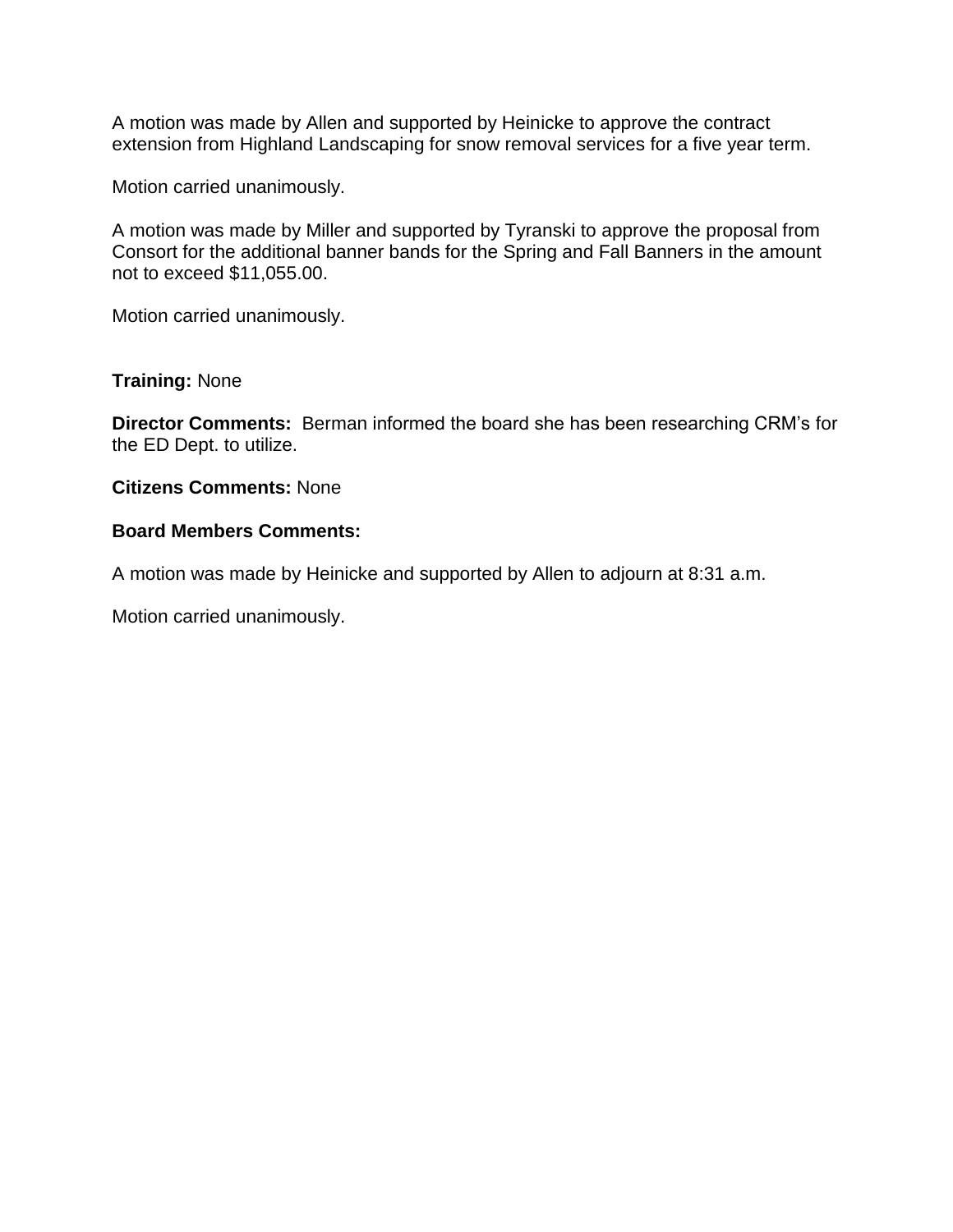A motion was made by Allen and supported by Heinicke to approve the contract extension from Highland Landscaping for snow removal services for a five year term.

Motion carried unanimously.

A motion was made by Miller and supported by Tyranski to approve the proposal from Consort for the additional banner bands for the Spring and Fall Banners in the amount not to exceed $11,055.00.

Motion carried unanimously.

**Training:** None

**Director Comments:** Berman informed the board she has been researching CRM's for the ED Dept. to utilize.

**Citizens Comments:** None

**Board Members Comments:**

A motion was made by Heinicke and supported by Allen to adjourn at 8:31 a.m.

Motion carried unanimously.